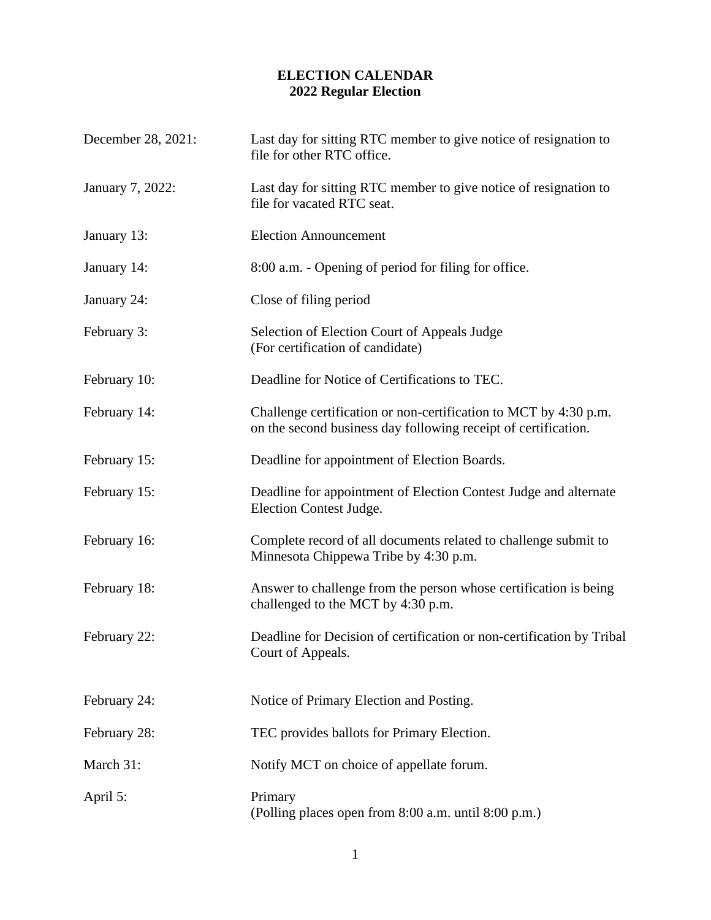# ELECTION CALENDAR
## 2022 Regular Election

| | |
|---|---|
| December 28, 2021: | Last day for sitting RTC member to give notice of resignation to file for other RTC office. |
| January 7, 2022: | Last day for sitting RTC member to give notice of resignation to file for vacated RTC seat. |
| January 13: | Election Announcement |
| January 14: | 8:00 a.m. - Opening of period for filing for office. |
| January 24: | Close of filing period |
| February 3: | Selection of Election Court of Appeals Judge (For certification of candidate) |
| February 10: | Deadline for Notice of Certifications to TEC. |
| February 14: | Challenge certification or non-certification to MCT by 4:30 p.m. on the second business day following receipt of certification. |
| February 15: | Deadline for appointment of Election Boards. |
| February 15: | Deadline for appointment of Election Contest Judge and alternate Election Contest Judge. |
| February 16: | Complete record of all documents related to challenge submit to Minnesota Chippewa Tribe by 4:30 p.m. |
| February 18: | Answer to challenge from the person whose certification is being challenged to the MCT by 4:30 p.m. |
| February 22: | Deadline for Decision of certification or non-certification by Tribal Court of Appeals. |
| February 24: | Notice of Primary Election and Posting. |
| February 28: | TEC provides ballots for Primary Election. |
| March 31: | Notify MCT on choice of appellate forum. |
| April 5: | Primary (Polling places open from 8:00 a.m. until 8:00 p.m.) |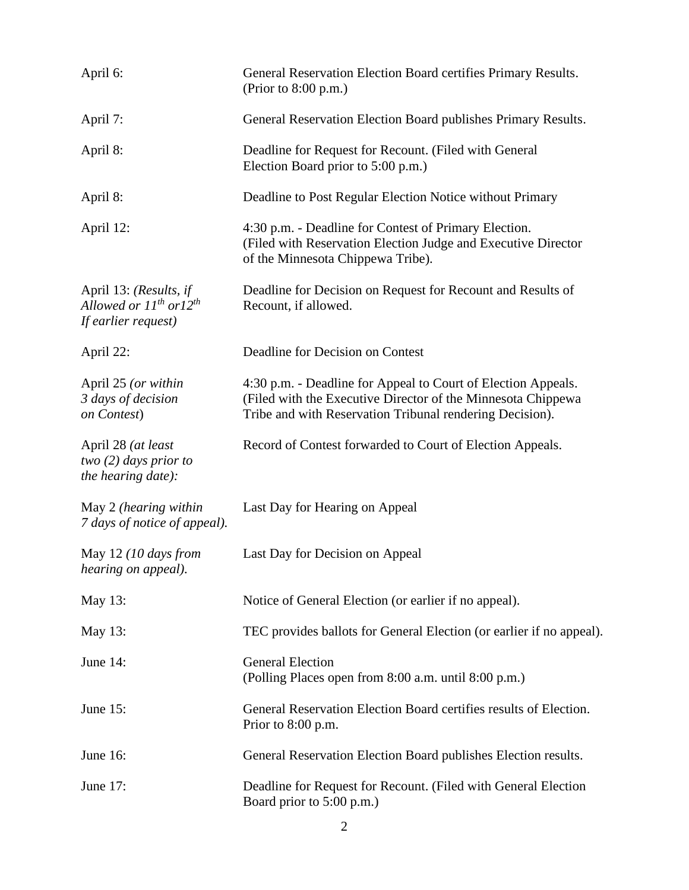| | |
|---|---|
| April 6: | General Reservation Election Board certifies Primary Results. (Prior to 8:00 p.m.) |
| April 7: | General Reservation Election Board publishes Primary Results. |
| April 8: | Deadline for Request for Recount. (Filed with General Election Board prior to 5:00 p.m.) |
| April 8: | Deadline to Post Regular Election Notice without Primary |
| April 12: | 4:30 p.m. - Deadline for Contest of Primary Election. (Filed with Reservation Election Judge and Executive Director of the Minnesota Chippewa Tribe). |
| April 13: *(Results, if Allowed or 11th or12th If earlier request)* | Deadline for Decision on Request for Recount and Results of Recount, if allowed. |
| April 22: | Deadline for Decision on Contest |
| April 25 *(or within 3 days of decision on Contest)* | 4:30 p.m. - Deadline for Appeal to Court of Election Appeals. (Filed with the Executive Director of the Minnesota Chippewa Tribe and with Reservation Tribunal rendering Decision). |
| April 28 *(at least two (2) days prior to the hearing date):* | Record of Contest forwarded to Court of Election Appeals. |
| May 2 *(hearing within 7 days of notice of appeal).* | Last Day for Hearing on Appeal |
| May 12 *(10 days from hearing on appeal).* | Last Day for Decision on Appeal |
| May 13: | Notice of General Election (or earlier if no appeal). |
| May 13: | TEC provides ballots for General Election (or earlier if no appeal). |
| June 14: | General Election (Polling Places open from 8:00 a.m. until 8:00 p.m.) |
| June 15: | General Reservation Election Board certifies results of Election. Prior to 8:00 p.m. |
| June 16: | General Reservation Election Board publishes Election results. |
| June 17: | Deadline for Request for Recount. (Filed with General Election Board prior to 5:00 p.m.) |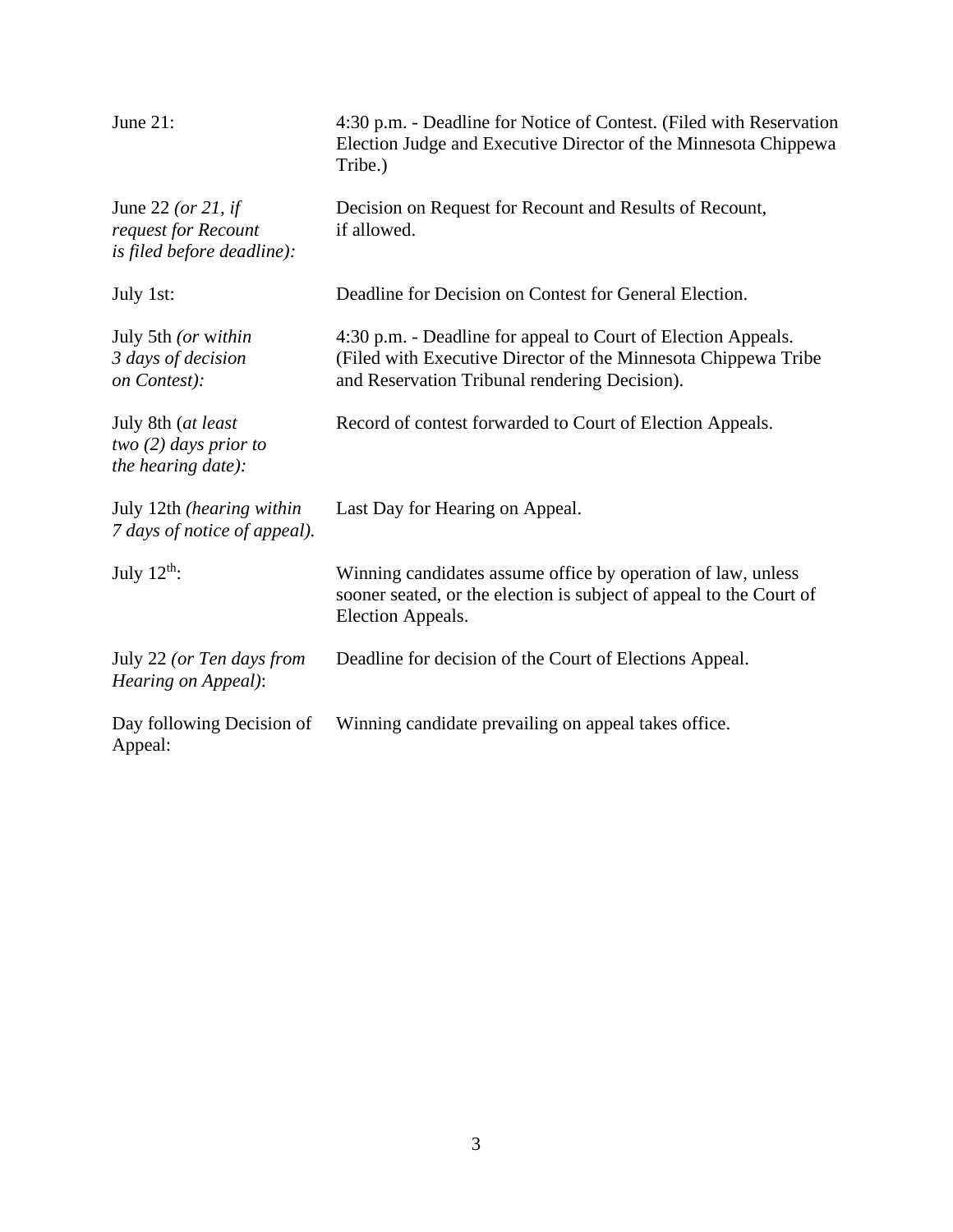| | |
|---|---|
| June 21: | 4:30 p.m. - Deadline for Notice of Contest. (Filed with Reservation Election Judge and Executive Director of the Minnesota Chippewa Tribe.) |
| June 22 *(or 21, if request for Recount is filed before deadline):* | Decision on Request for Recount and Results of Recount, if allowed. |
| July 1st: | Deadline for Decision on Contest for General Election. |
| July 5th *(or within 3 days of decision on Contest):* | 4:30 p.m. - Deadline for appeal to Court of Election Appeals. (Filed with Executive Director of the Minnesota Chippewa Tribe and Reservation Tribunal rendering Decision). |
| July 8th (*at least two (2) days prior to the hearing date):* | Record of contest forwarded to Court of Election Appeals. |
| July 12th *(hearing within 7 days of notice of appeal).* | Last Day for Hearing on Appeal. |
| July 12th: | Winning candidates assume office by operation of law, unless sooner seated, or the election is subject of appeal to the Court of Election Appeals. |
| July 22 *(or Ten days from Hearing on Appeal)*: | Deadline for decision of the Court of Elections Appeal. |
| Day following Decision of Appeal: | Winning candidate prevailing on appeal takes office. |